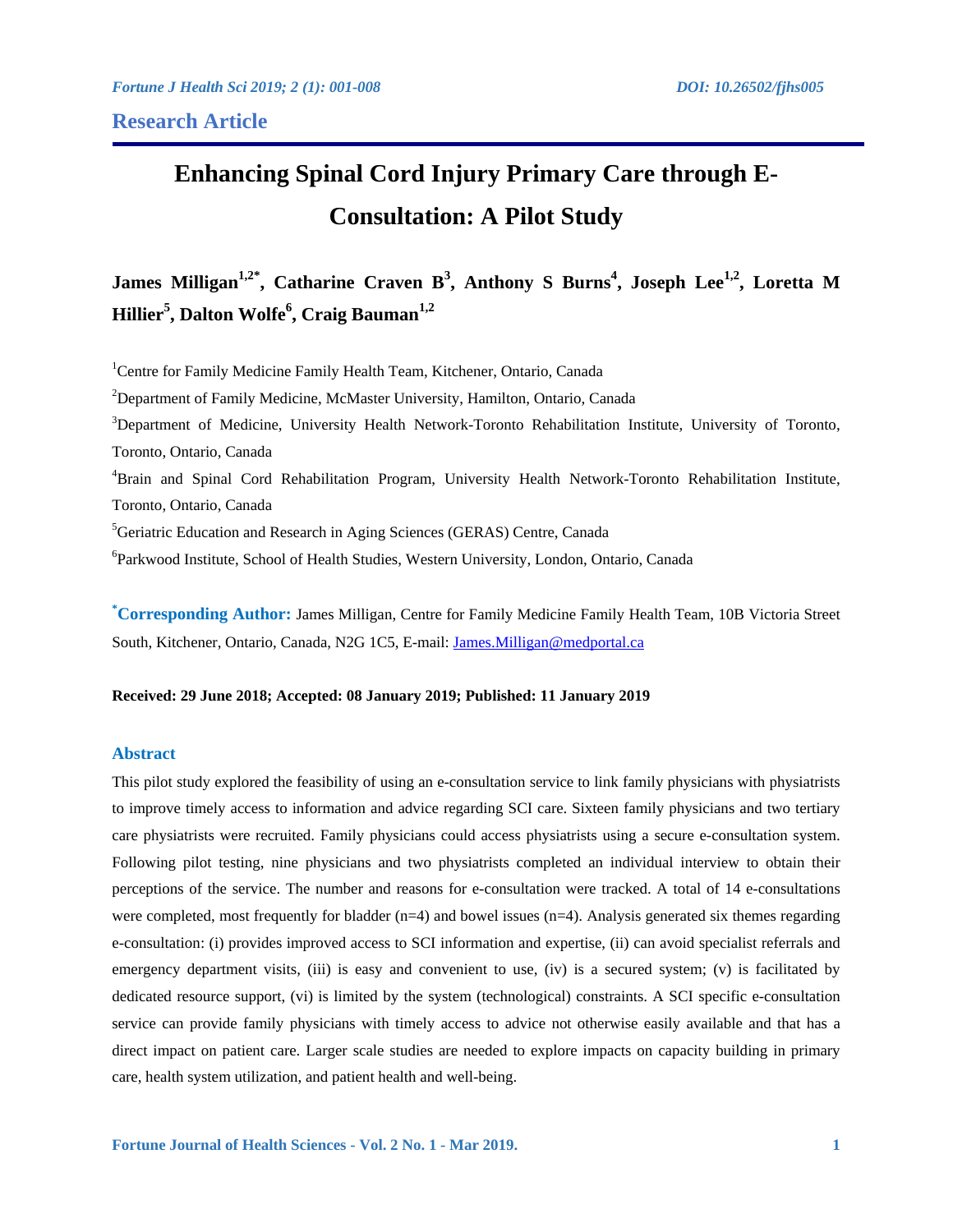**Research Article**

# Enhancing Spinal Cord Injury Primary Care through E-Consultation: A Pilot Study

**James Milligan[1,2*], Catharine Craven B[3], Anthony S Burns[4], Joseph Lee[1,2], Loretta M Hillier[5], Dalton Wolfe[6], Craig Bauman[1,2]**

[1]Centre for Family Medicine Family Health Team, Kitchener, Ontario, Canada

[2]Department of Family Medicine, McMaster University, Hamilton, Ontario, Canada

[3]Department of Medicine, University Health Network-Toronto Rehabilitation Institute, University of Toronto, Toronto, Ontario, Canada

[4]Brain and Spinal Cord Rehabilitation Program, University Health Network-Toronto Rehabilitation Institute, Toronto, Ontario, Canada

[5]Geriatric Education and Research in Aging Sciences (GERAS) Centre, Canada

[6]Parkwood Institute, School of Health Studies, Western University, London, Ontario, Canada

**[*]Corresponding Author:** James Milligan, Centre for Family Medicine Family Health Team, 10B Victoria Street South, Kitchener, Ontario, Canada, N2G 1C5, E-mail: James.Milligan@medportal.ca

**Received: 29 June 2018; Accepted: 08 January 2019; Published: 11 January 2019**

## Abstract

This pilot study explored the feasibility of using an e-consultation service to link family physicians with physiatrists to improve timely access to information and advice regarding SCI care. Sixteen family physicians and two tertiary care physiatrists were recruited. Family physicians could access physiatrists using a secure e-consultation system. Following pilot testing, nine physicians and two physiatrists completed an individual interview to obtain their perceptions of the service. The number and reasons for e-consultation were tracked. A total of 14 e-consultations were completed, most frequently for bladder (n=4) and bowel issues (n=4). Analysis generated six themes regarding e-consultation: (i) provides improved access to SCI information and expertise, (ii) can avoid specialist referrals and emergency department visits, (iii) is easy and convenient to use, (iv) is a secured system; (v) is facilitated by dedicated resource support, (vi) is limited by the system (technological) constraints. A SCI specific e-consultation service can provide family physicians with timely access to advice not otherwise easily available and that has a direct impact on patient care. Larger scale studies are needed to explore impacts on capacity building in primary care, health system utilization, and patient health and well-being.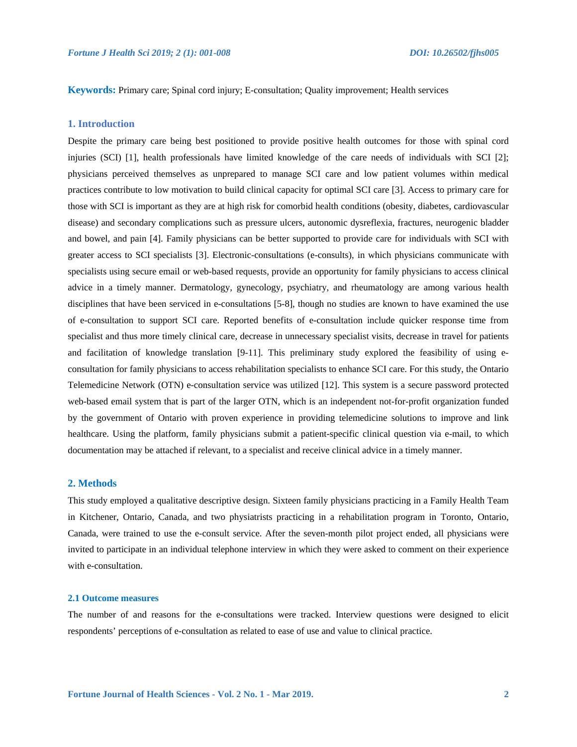**Keywords:** Primary care; Spinal cord injury; E-consultation; Quality improvement; Health services

## 1. Introduction

Despite the primary care being best positioned to provide positive health outcomes for those with spinal cord injuries (SCI) [1], health professionals have limited knowledge of the care needs of individuals with SCI [2]; physicians perceived themselves as unprepared to manage SCI care and low patient volumes within medical practices contribute to low motivation to build clinical capacity for optimal SCI care [3]. Access to primary care for those with SCI is important as they are at high risk for comorbid health conditions (obesity, diabetes, cardiovascular disease) and secondary complications such as pressure ulcers, autonomic dysreflexia, fractures, neurogenic bladder and bowel, and pain [4]. Family physicians can be better supported to provide care for individuals with SCI with greater access to SCI specialists [3]. Electronic-consultations (e-consults), in which physicians communicate with specialists using secure email or web-based requests, provide an opportunity for family physicians to access clinical advice in a timely manner. Dermatology, gynecology, psychiatry, and rheumatology are among various health disciplines that have been serviced in e-consultations [5-8], though no studies are known to have examined the use of e-consultation to support SCI care. Reported benefits of e-consultation include quicker response time from specialist and thus more timely clinical care, decrease in unnecessary specialist visits, decrease in travel for patients and facilitation of knowledge translation [9-11]. This preliminary study explored the feasibility of using e-consultation for family physicians to access rehabilitation specialists to enhance SCI care. For this study, the Ontario Telemedicine Network (OTN) e-consultation service was utilized [12]. This system is a secure password protected web-based email system that is part of the larger OTN, which is an independent not-for-profit organization funded by the government of Ontario with proven experience in providing telemedicine solutions to improve and link healthcare. Using the platform, family physicians submit a patient-specific clinical question via e-mail, to which documentation may be attached if relevant, to a specialist and receive clinical advice in a timely manner.

## 2. Methods

This study employed a qualitative descriptive design. Sixteen family physicians practicing in a Family Health Team in Kitchener, Ontario, Canada, and two physiatrists practicing in a rehabilitation program in Toronto, Ontario, Canada, were trained to use the e-consult service. After the seven-month pilot project ended, all physicians were invited to participate in an individual telephone interview in which they were asked to comment on their experience with e-consultation.

### 2.1 Outcome measures

The number of and reasons for the e-consultations were tracked. Interview questions were designed to elicit respondents' perceptions of e-consultation as related to ease of use and value to clinical practice.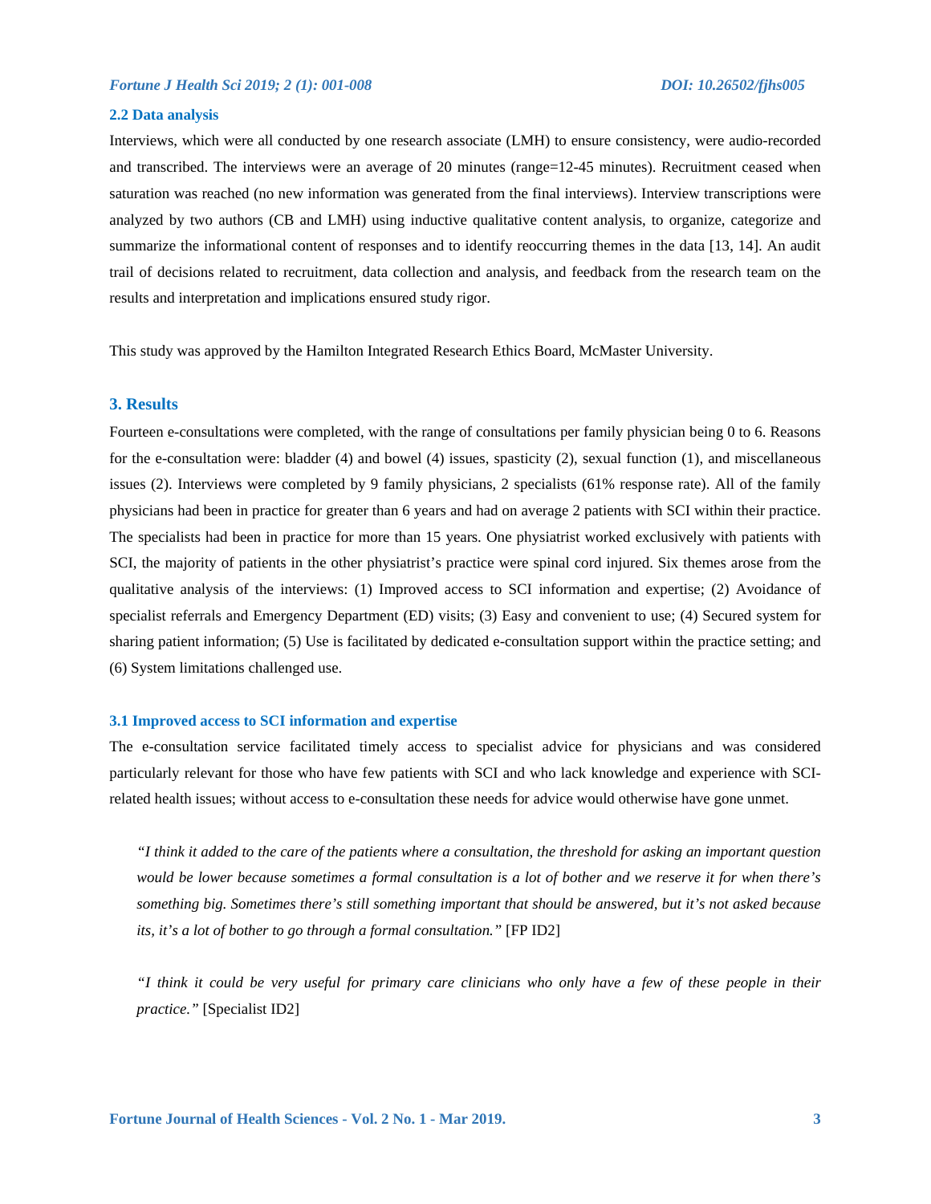### 2.2 Data analysis

Interviews, which were all conducted by one research associate (LMH) to ensure consistency, were audio-recorded and transcribed. The interviews were an average of 20 minutes (range=12-45 minutes). Recruitment ceased when saturation was reached (no new information was generated from the final interviews). Interview transcriptions were analyzed by two authors (CB and LMH) using inductive qualitative content analysis, to organize, categorize and summarize the informational content of responses and to identify reoccurring themes in the data [13, 14]. An audit trail of decisions related to recruitment, data collection and analysis, and feedback from the research team on the results and interpretation and implications ensured study rigor.

This study was approved by the Hamilton Integrated Research Ethics Board, McMaster University.

## 3. Results

Fourteen e-consultations were completed, with the range of consultations per family physician being 0 to 6. Reasons for the e-consultation were: bladder (4) and bowel (4) issues, spasticity (2), sexual function (1), and miscellaneous issues (2). Interviews were completed by 9 family physicians, 2 specialists (61% response rate). All of the family physicians had been in practice for greater than 6 years and had on average 2 patients with SCI within their practice. The specialists had been in practice for more than 15 years. One physiatrist worked exclusively with patients with SCI, the majority of patients in the other physiatrist's practice were spinal cord injured. Six themes arose from the qualitative analysis of the interviews: (1) Improved access to SCI information and expertise; (2) Avoidance of specialist referrals and Emergency Department (ED) visits; (3) Easy and convenient to use; (4) Secured system for sharing patient information; (5) Use is facilitated by dedicated e-consultation support within the practice setting; and (6) System limitations challenged use.

### 3.1 Improved access to SCI information and expertise

The e-consultation service facilitated timely access to specialist advice for physicians and was considered particularly relevant for those who have few patients with SCI and who lack knowledge and experience with SCI-related health issues; without access to e-consultation these needs for advice would otherwise have gone unmet.

> *"I think it added to the care of the patients where a consultation, the threshold for asking an important question would be lower because sometimes a formal consultation is a lot of bother and we reserve it for when there's something big. Sometimes there's still something important that should be answered, but it's not asked because its, it's a lot of bother to go through a formal consultation."* [FP ID2]

> *"I think it could be very useful for primary care clinicians who only have a few of these people in their practice."* [Specialist ID2]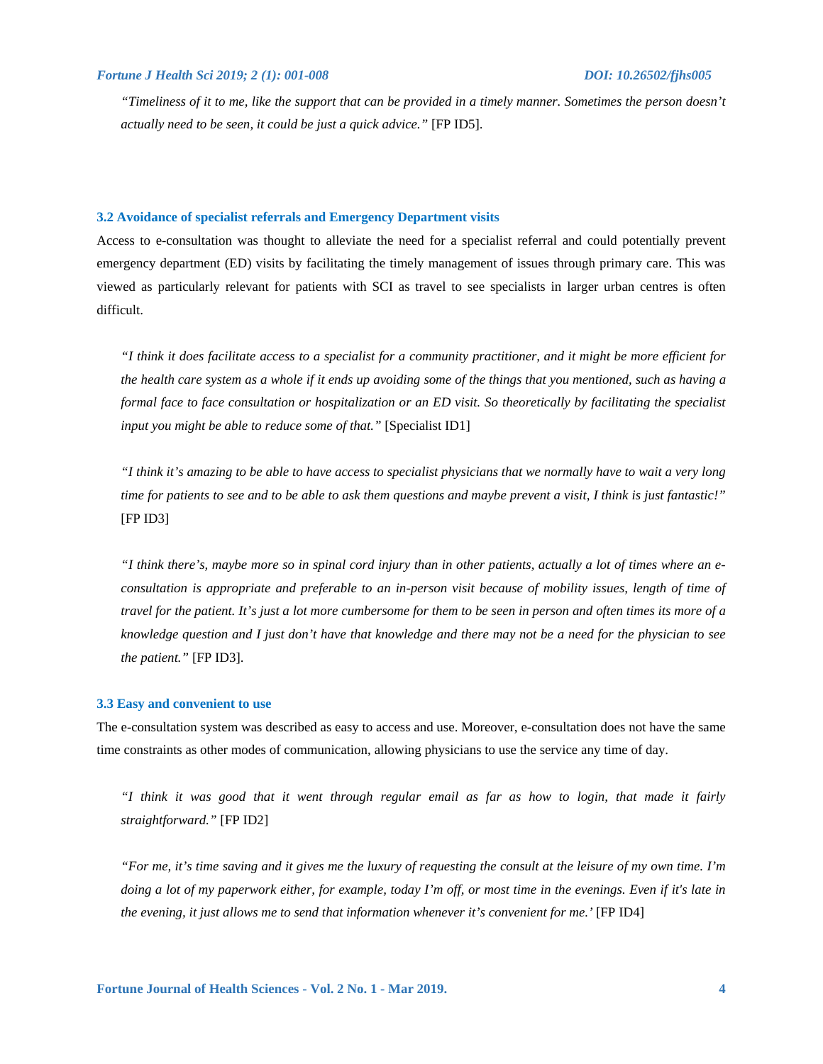*"Timeliness of it to me, like the support that can be provided in a timely manner. Sometimes the person doesn't actually need to be seen, it could be just a quick advice."* [FP ID5].

### 3.2 Avoidance of specialist referrals and Emergency Department visits

Access to e-consultation was thought to alleviate the need for a specialist referral and could potentially prevent emergency department (ED) visits by facilitating the timely management of issues through primary care. This was viewed as particularly relevant for patients with SCI as travel to see specialists in larger urban centres is often difficult.

*"I think it does facilitate access to a specialist for a community practitioner, and it might be more efficient for the health care system as a whole if it ends up avoiding some of the things that you mentioned, such as having a formal face to face consultation or hospitalization or an ED visit. So theoretically by facilitating the specialist input you might be able to reduce some of that."* [Specialist ID1]

*"I think it's amazing to be able to have access to specialist physicians that we normally have to wait a very long time for patients to see and to be able to ask them questions and maybe prevent a visit, I think is just fantastic!"* [FP ID3]

*"I think there's, maybe more so in spinal cord injury than in other patients, actually a lot of times where an e-consultation is appropriate and preferable to an in-person visit because of mobility issues, length of time of travel for the patient. It's just a lot more cumbersome for them to be seen in person and often times its more of a knowledge question and I just don't have that knowledge and there may not be a need for the physician to see the patient."* [FP ID3].

### 3.3 Easy and convenient to use

The e-consultation system was described as easy to access and use. Moreover, e-consultation does not have the same time constraints as other modes of communication, allowing physicians to use the service any time of day.

*"I think it was good that it went through regular email as far as how to login, that made it fairly straightforward."* [FP ID2]

*"For me, it's time saving and it gives me the luxury of requesting the consult at the leisure of my own time. I'm doing a lot of my paperwork either, for example, today I'm off, or most time in the evenings. Even if it's late in the evening, it just allows me to send that information whenever it's convenient for me.'* [FP ID4]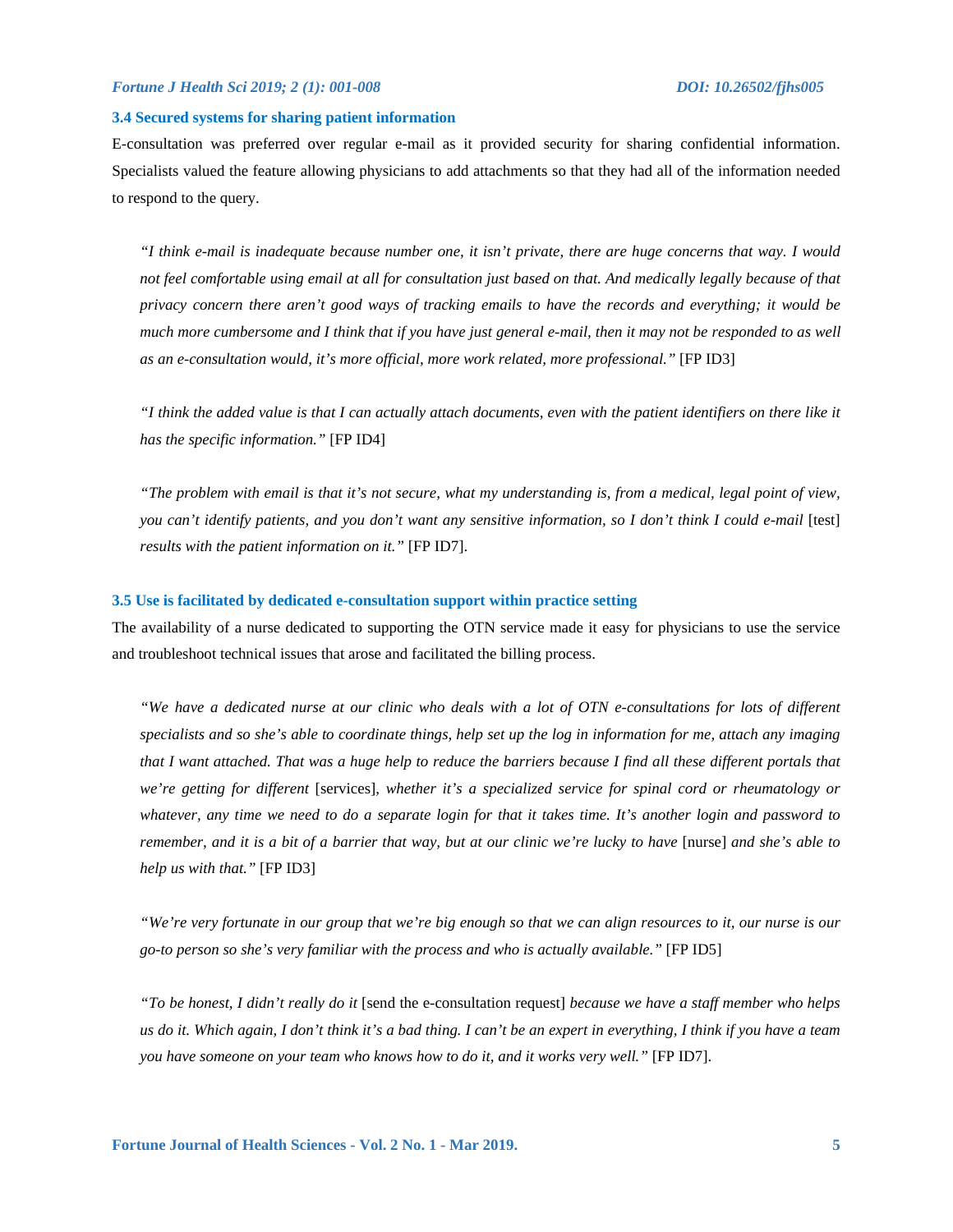### 3.4 Secured systems for sharing patient information

E-consultation was preferred over regular e-mail as it provided security for sharing confidential information. Specialists valued the feature allowing physicians to add attachments so that they had all of the information needed to respond to the query.

> *"I think e-mail is inadequate because number one, it isn't private, there are huge concerns that way. I would not feel comfortable using email at all for consultation just based on that. And medically legally because of that privacy concern there aren't good ways of tracking emails to have the records and everything; it would be much more cumbersome and I think that if you have just general e-mail, then it may not be responded to as well as an e-consultation would, it's more official, more work related, more professional."* [FP ID3]

> *"I think the added value is that I can actually attach documents, even with the patient identifiers on there like it has the specific information."* [FP ID4]

> *"The problem with email is that it's not secure, what my understanding is, from a medical, legal point of view, you can't identify patients, and you don't want any sensitive information, so I don't think I could e-mail* [test] *results with the patient information on it."* [FP ID7].

### 3.5 Use is facilitated by dedicated e-consultation support within practice setting

The availability of a nurse dedicated to supporting the OTN service made it easy for physicians to use the service and troubleshoot technical issues that arose and facilitated the billing process.

> *"We have a dedicated nurse at our clinic who deals with a lot of OTN e-consultations for lots of different specialists and so she's able to coordinate things, help set up the log in information for me, attach any imaging that I want attached. That was a huge help to reduce the barriers because I find all these different portals that we're getting for different* [services]*, whether it's a specialized service for spinal cord or rheumatology or whatever, any time we need to do a separate login for that it takes time. It's another login and password to remember, and it is a bit of a barrier that way, but at our clinic we're lucky to have* [nurse] *and she's able to help us with that."* [FP ID3]

> *"We're very fortunate in our group that we're big enough so that we can align resources to it, our nurse is our go-to person so she's very familiar with the process and who is actually available."* [FP ID5]

> *"To be honest, I didn't really do it* [send the e-consultation request] *because we have a staff member who helps us do it. Which again, I don't think it's a bad thing. I can't be an expert in everything, I think if you have a team you have someone on your team who knows how to do it, and it works very well."* [FP ID7].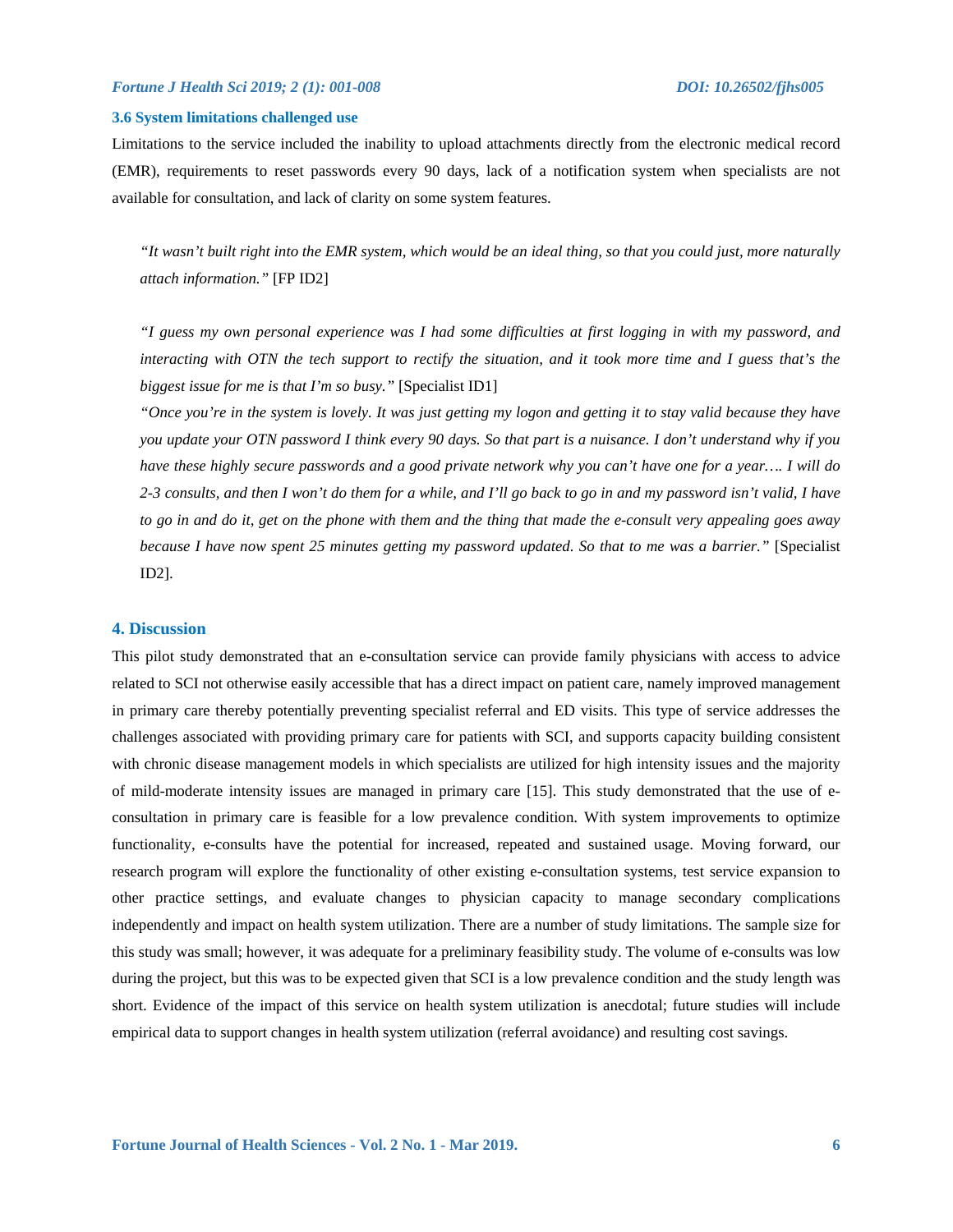### 3.6 System limitations challenged use

Limitations to the service included the inability to upload attachments directly from the electronic medical record (EMR), requirements to reset passwords every 90 days, lack of a notification system when specialists are not available for consultation, and lack of clarity on some system features.

> *"It wasn't built right into the EMR system, which would be an ideal thing, so that you could just, more naturally attach information."* [FP ID2]

> *"I guess my own personal experience was I had some difficulties at first logging in with my password, and interacting with OTN the tech support to rectify the situation, and it took more time and I guess that's the biggest issue for me is that I'm so busy."* [Specialist ID1]

> *"Once you're in the system is lovely. It was just getting my logon and getting it to stay valid because they have you update your OTN password I think every 90 days. So that part is a nuisance. I don't understand why if you have these highly secure passwords and a good private network why you can't have one for a year…. I will do 2-3 consults, and then I won't do them for a while, and I'll go back to go in and my password isn't valid, I have to go in and do it, get on the phone with them and the thing that made the e-consult very appealing goes away because I have now spent 25 minutes getting my password updated. So that to me was a barrier."* [Specialist ID2].

## 4. Discussion

This pilot study demonstrated that an e-consultation service can provide family physicians with access to advice related to SCI not otherwise easily accessible that has a direct impact on patient care, namely improved management in primary care thereby potentially preventing specialist referral and ED visits. This type of service addresses the challenges associated with providing primary care for patients with SCI, and supports capacity building consistent with chronic disease management models in which specialists are utilized for high intensity issues and the majority of mild-moderate intensity issues are managed in primary care [15]. This study demonstrated that the use of e-consultation in primary care is feasible for a low prevalence condition. With system improvements to optimize functionality, e-consults have the potential for increased, repeated and sustained usage. Moving forward, our research program will explore the functionality of other existing e-consultation systems, test service expansion to other practice settings, and evaluate changes to physician capacity to manage secondary complications independently and impact on health system utilization. There are a number of study limitations. The sample size for this study was small; however, it was adequate for a preliminary feasibility study. The volume of e-consults was low during the project, but this was to be expected given that SCI is a low prevalence condition and the study length was short. Evidence of the impact of this service on health system utilization is anecdotal; future studies will include empirical data to support changes in health system utilization (referral avoidance) and resulting cost savings.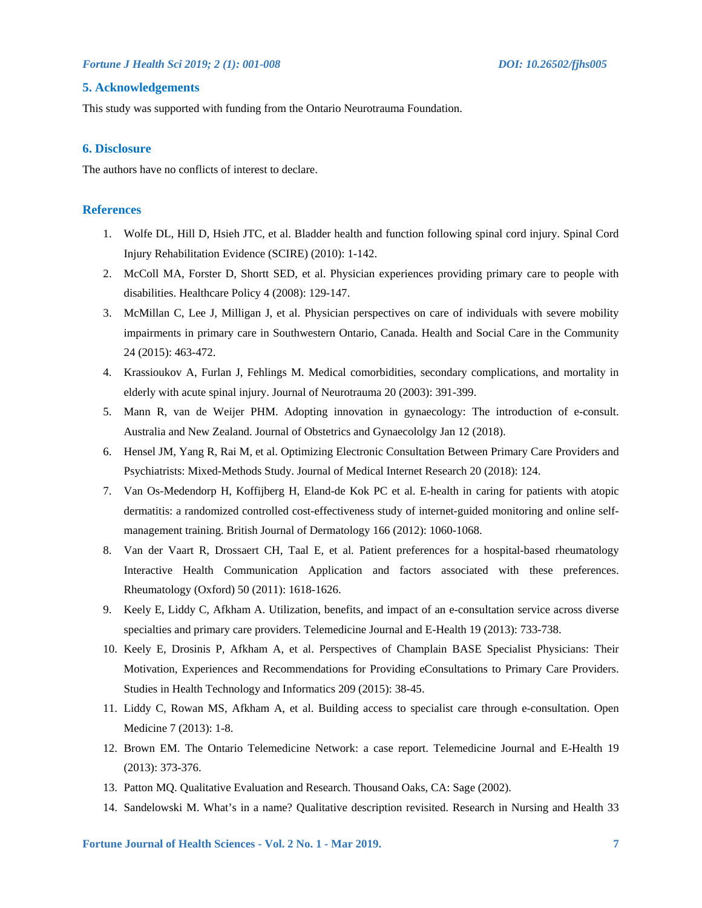## 5. Acknowledgements

This study was supported with funding from the Ontario Neurotrauma Foundation.

## 6. Disclosure

The authors have no conflicts of interest to declare.

## References

1. Wolfe DL, Hill D, Hsieh JTC, et al. Bladder health and function following spinal cord injury. Spinal Cord Injury Rehabilitation Evidence (SCIRE) (2010): 1-142.
2. McColl MA, Forster D, Shortt SED, et al. Physician experiences providing primary care to people with disabilities. Healthcare Policy 4 (2008): 129-147.
3. McMillan C, Lee J, Milligan J, et al. Physician perspectives on care of individuals with severe mobility impairments in primary care in Southwestern Ontario, Canada. Health and Social Care in the Community 24 (2015): 463-472.
4. Krassioukov A, Furlan J, Fehlings M. Medical comorbidities, secondary complications, and mortality in elderly with acute spinal injury. Journal of Neurotrauma 20 (2003): 391-399.
5. Mann R, van de Weijer PHM. Adopting innovation in gynaecology: The introduction of e-consult. Australia and New Zealand. Journal of Obstetrics and Gynaecololgy Jan 12 (2018).
6. Hensel JM, Yang R, Rai M, et al. Optimizing Electronic Consultation Between Primary Care Providers and Psychiatrists: Mixed-Methods Study. Journal of Medical Internet Research 20 (2018): 124.
7. Van Os-Medendorp H, Koffijberg H, Eland-de Kok PC et al. E-health in caring for patients with atopic dermatitis: a randomized controlled cost-effectiveness study of internet-guided monitoring and online self-management training. British Journal of Dermatology 166 (2012): 1060-1068.
8. Van der Vaart R, Drossaert CH, Taal E, et al. Patient preferences for a hospital-based rheumatology Interactive Health Communication Application and factors associated with these preferences. Rheumatology (Oxford) 50 (2011): 1618-1626.
9. Keely E, Liddy C, Afkham A. Utilization, benefits, and impact of an e-consultation service across diverse specialties and primary care providers. Telemedicine Journal and E-Health 19 (2013): 733-738.
10. Keely E, Drosinis P, Afkham A, et al. Perspectives of Champlain BASE Specialist Physicians: Their Motivation, Experiences and Recommendations for Providing eConsultations to Primary Care Providers. Studies in Health Technology and Informatics 209 (2015): 38-45.
11. Liddy C, Rowan MS, Afkham A, et al. Building access to specialist care through e-consultation. Open Medicine 7 (2013): 1-8.
12. Brown EM. The Ontario Telemedicine Network: a case report. Telemedicine Journal and E-Health 19 (2013): 373-376.
13. Patton MQ. Qualitative Evaluation and Research. Thousand Oaks, CA: Sage (2002).
14. Sandelowski M. What's in a name? Qualitative description revisited. Research in Nursing and Health 33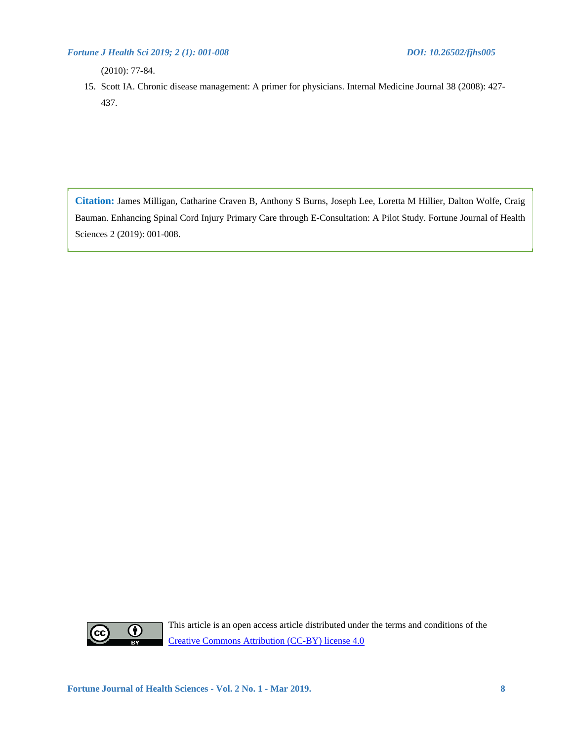(2010): 77-84.

15. Scott IA. Chronic disease management: A primer for physicians. Internal Medicine Journal 38 (2008): 427-437.

**Citation:** James Milligan, Catharine Craven B, Anthony S Burns, Joseph Lee, Loretta M Hillier, Dalton Wolfe, Craig Bauman. Enhancing Spinal Cord Injury Primary Care through E-Consultation: A Pilot Study. Fortune Journal of Health Sciences 2 (2019): 001-008.

This article is an open access article distributed under the terms and conditions of the [Creative Commons Attribution (CC-BY) license 4.0]